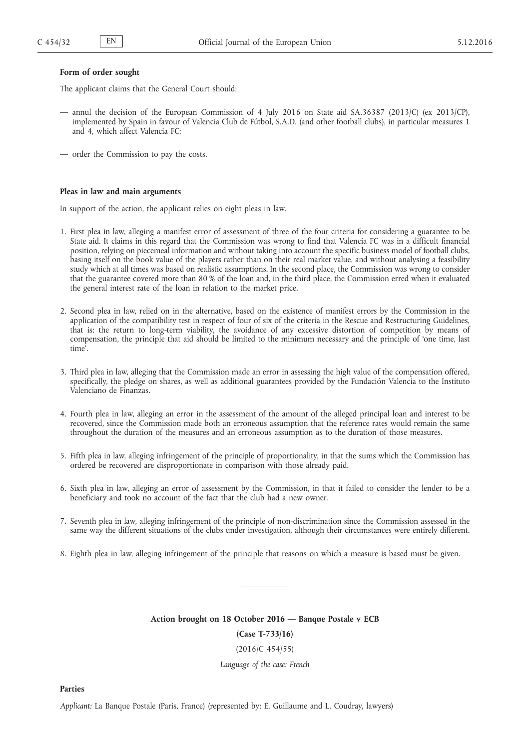**Form of order sought**

The applicant claims that the General Court should:

— annul the decision of the European Commission of 4 July 2016 on State aid SA.36387 (2013/C) (ex 2013/CP), implemented by Spain in favour of Valencia Club de Fútbol, S.A.D. (and other football clubs), in particular measures 1 and 4, which affect Valencia FC;

— order the Commission to pay the costs.

**Pleas in law and main arguments**

In support of the action, the applicant relies on eight pleas in law.

1. First plea in law, alleging a manifest error of assessment of three of the four criteria for considering a guarantee to be State aid. It claims in this regard that the Commission was wrong to find that Valencia FC was in a difficult financial position, relying on piecemeal information and without taking into account the specific business model of football clubs, basing itself on the book value of the players rather than on their real market value, and without analysing a feasibility study which at all times was based on realistic assumptions. In the second place, the Commission was wrong to consider that the guarantee covered more than 80 % of the loan and, in the third place, the Commission erred when it evaluated the general interest rate of the loan in relation to the market price.

2. Second plea in law, relied on in the alternative, based on the existence of manifest errors by the Commission in the application of the compatibility test in respect of four of six of the criteria in the Rescue and Restructuring Guidelines, that is: the return to long-term viability, the avoidance of any excessive distortion of competition by means of compensation, the principle that aid should be limited to the minimum necessary and the principle of 'one time, last time'.

3. Third plea in law, alleging that the Commission made an error in assessing the high value of the compensation offered, specifically, the pledge on shares, as well as additional guarantees provided by the Fundación Valencia to the Instituto Valenciano de Finanzas.

4. Fourth plea in law, alleging an error in the assessment of the amount of the alleged principal loan and interest to be recovered, since the Commission made both an erroneous assumption that the reference rates would remain the same throughout the duration of the measures and an erroneous assumption as to the duration of those measures.

5. Fifth plea in law, alleging infringement of the principle of proportionality, in that the sums which the Commission has ordered be recovered are disproportionate in comparison with those already paid.

6. Sixth plea in law, alleging an error of assessment by the Commission, in that it failed to consider the lender to be a beneficiary and took no account of the fact that the club had a new owner.

7. Seventh plea in law, alleging infringement of the principle of non-discrimination since the Commission assessed in the same way the different situations of the clubs under investigation, although their circumstances were entirely different.

8. Eighth plea in law, alleging infringement of the principle that reasons on which a measure is based must be given.

---

**Action brought on 18 October 2016 — Banque Postale v ECB**

**(Case T-733/16)**

(2016/C 454/55)

*Language of the case: French*

**Parties**

*Applicant:* La Banque Postale (Paris, France) (represented by: E. Guillaume and L. Coudray, lawyers)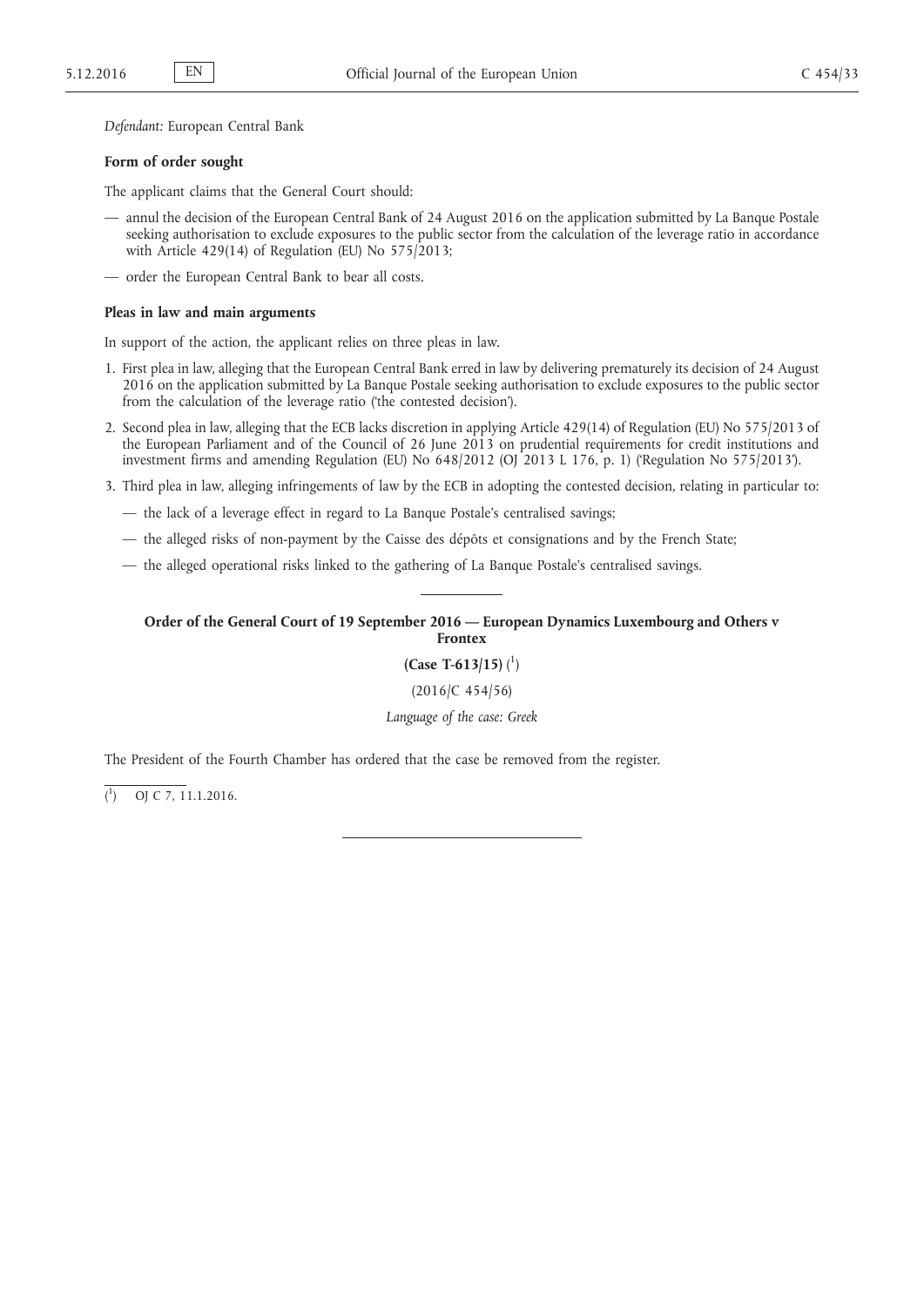*Defendant:* European Central Bank

**Form of order sought**

The applicant claims that the General Court should:

— annul the decision of the European Central Bank of 24 August 2016 on the application submitted by La Banque Postale seeking authorisation to exclude exposures to the public sector from the calculation of the leverage ratio in accordance with Article 429(14) of Regulation (EU) No 575/2013;

— order the European Central Bank to bear all costs.

**Pleas in law and main arguments**

In support of the action, the applicant relies on three pleas in law.

1. First plea in law, alleging that the European Central Bank erred in law by delivering prematurely its decision of 24 August 2016 on the application submitted by La Banque Postale seeking authorisation to exclude exposures to the public sector from the calculation of the leverage ratio ('the contested decision').

2. Second plea in law, alleging that the ECB lacks discretion in applying Article 429(14) of Regulation (EU) No 575/2013 of the European Parliament and of the Council of 26 June 2013 on prudential requirements for credit institutions and investment firms and amending Regulation (EU) No 648/2012 (OJ 2013 L 176, p. 1) ('Regulation No 575/2013').

3. Third plea in law, alleging infringements of law by the ECB in adopting the contested decision, relating in particular to:

   — the lack of a leverage effect in regard to La Banque Postale's centralised savings;

   — the alleged risks of non-payment by the Caisse des dépôts et consignations and by the French State;

   — the alleged operational risks linked to the gathering of La Banque Postale's centralised savings.

---

**Order of the General Court of 19 September 2016 — European Dynamics Luxembourg and Others v Frontex**

**(Case T-613/15)** [1]

(2016/C 454/56)

*Language of the case: Greek*

The President of the Fourth Chamber has ordered that the case be removed from the register.

---

[1] OJ C 7, 11.1.2016.